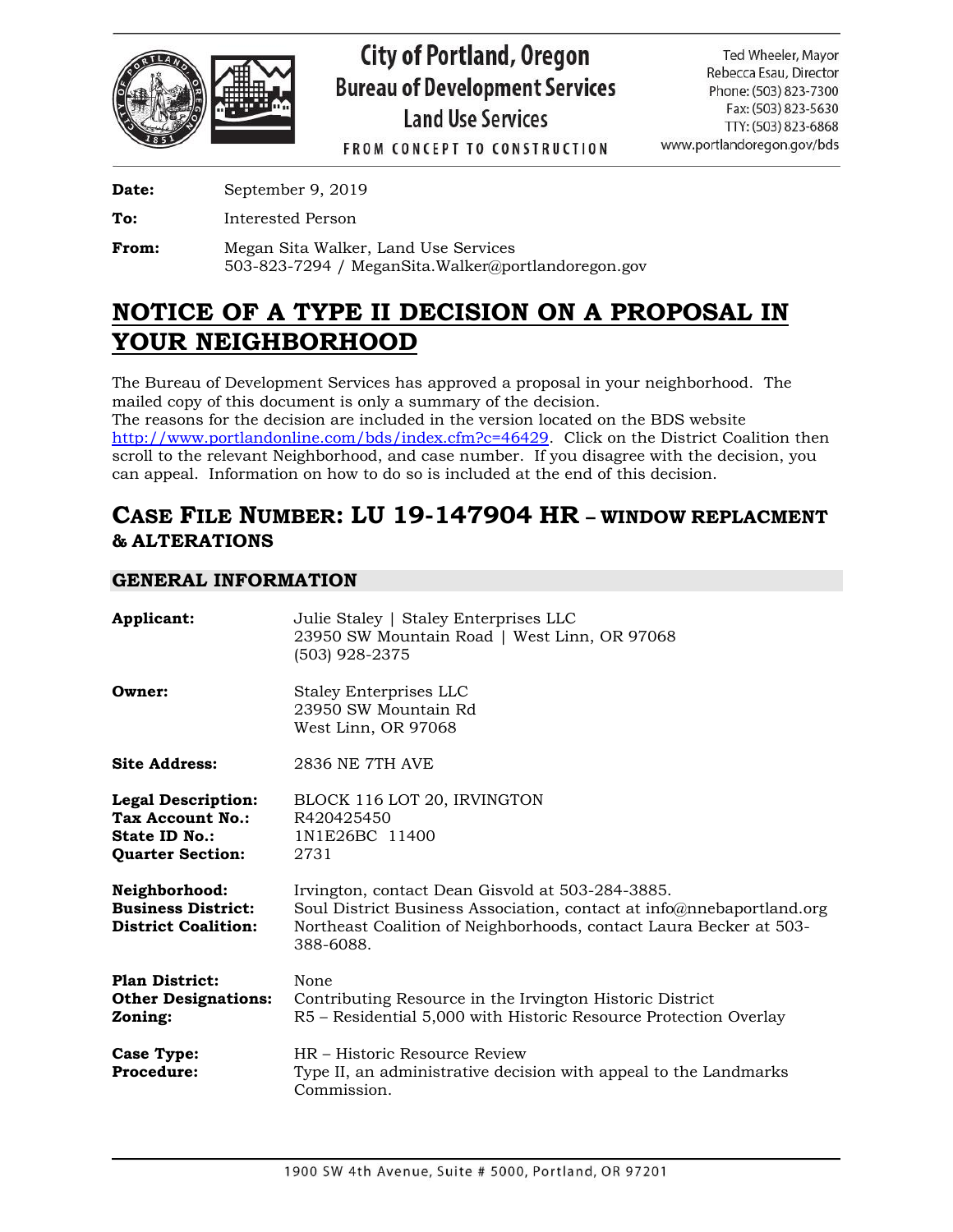# City of Portland, Oregon
## Bureau of Development Services
### Land Use Services

FROM CONCEPT TO CONSTRUCTION

Ted Wheeler, Mayor
Rebecca Esau, Director
Phone: (503) 823-7300
Fax: (503) 823-5630
TTY: (503) 823-6868
www.portlandoregon.gov/bds

**Date:** September 9, 2019

**To:** Interested Person

**From:** Megan Sita Walker, Land Use Services
503-823-7294 / MeganSita.Walker@portlandoregon.gov

# NOTICE OF A TYPE II DECISION ON A PROPOSAL IN YOUR NEIGHBORHOOD

The Bureau of Development Services has approved a proposal in your neighborhood. The mailed copy of this document is only a summary of the decision.
The reasons for the decision are included in the version located on the BDS website http://www.portlandonline.com/bds/index.cfm?c=46429. Click on the District Coalition then scroll to the relevant Neighborhood, and case number. If you disagree with the decision, you can appeal. Information on how to do so is included at the end of this decision.

## CASE FILE NUMBER: LU 19-147904 HR – WINDOW REPLACMENT & ALTERATIONS

### GENERAL INFORMATION

**Applicant:** Julie Staley | Staley Enterprises LLC
23950 SW Mountain Road | West Linn, OR 97068
(503) 928-2375

**Owner:** Staley Enterprises LLC
23950 SW Mountain Rd
West Linn, OR 97068

**Site Address:** 2836 NE 7TH AVE

**Legal Description:** BLOCK 116 LOT 20, IRVINGTON
**Tax Account No.:** R420425450
**State ID No.:** 1N1E26BC 11400
**Quarter Section:** 2731

**Neighborhood:** Irvington, contact Dean Gisvold at 503-284-3885.
**Business District:** Soul District Business Association, contact at info@nnebaportland.org
**District Coalition:** Northeast Coalition of Neighborhoods, contact Laura Becker at 503-388-6088.

**Plan District:** None
**Other Designations:** Contributing Resource in the Irvington Historic District
**Zoning:** R5 – Residential 5,000 with Historic Resource Protection Overlay

**Case Type:** HR – Historic Resource Review
**Procedure:** Type II, an administrative decision with appeal to the Landmarks Commission.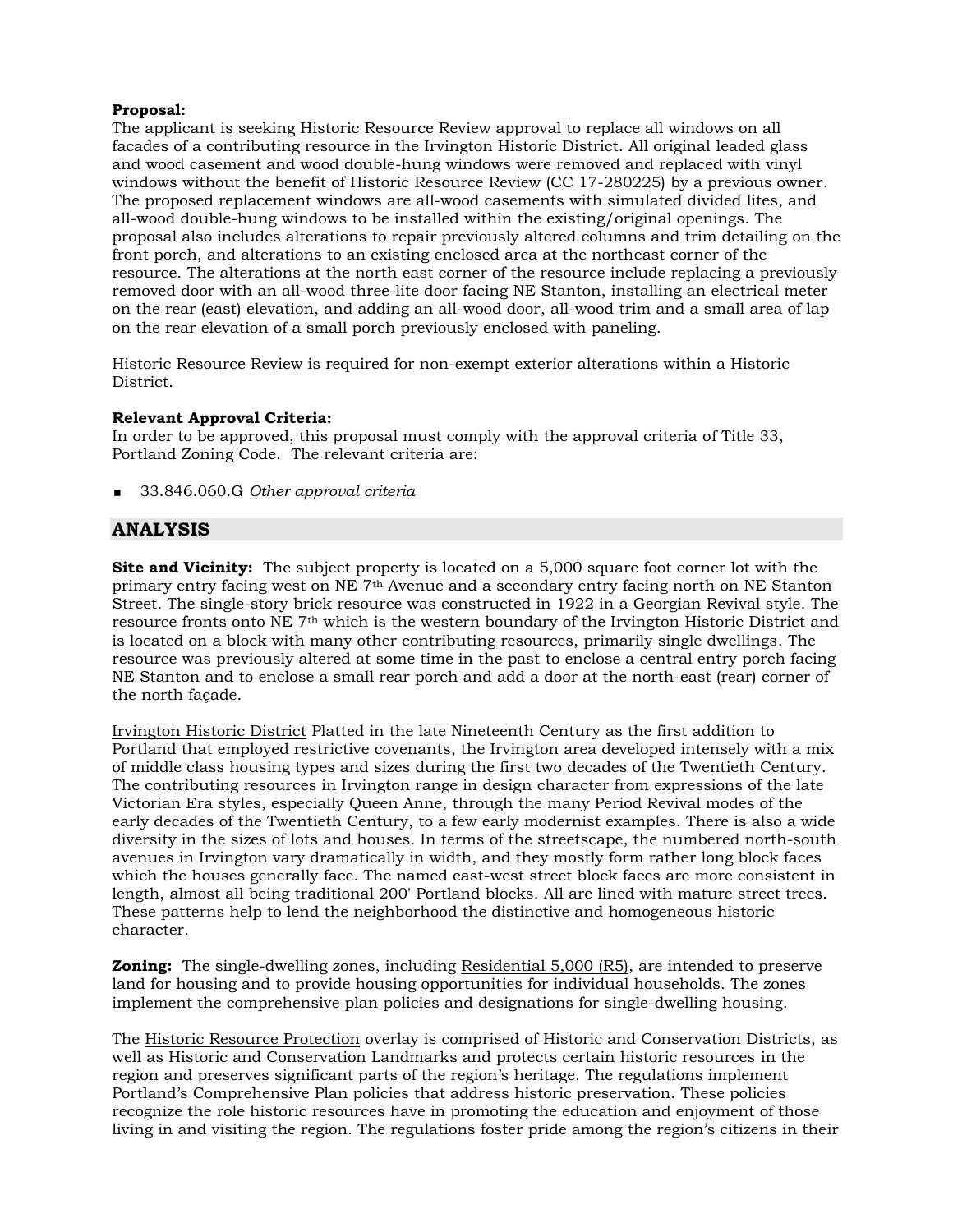**Proposal:**
The applicant is seeking Historic Resource Review approval to replace all windows on all facades of a contributing resource in the Irvington Historic District. All original leaded glass and wood casement and wood double-hung windows were removed and replaced with vinyl windows without the benefit of Historic Resource Review (CC 17-280225) by a previous owner. The proposed replacement windows are all-wood casements with simulated divided lites, and all-wood double-hung windows to be installed within the existing/original openings. The proposal also includes alterations to repair previously altered columns and trim detailing on the front porch, and alterations to an existing enclosed area at the northeast corner of the resource. The alterations at the north east corner of the resource include replacing a previously removed door with an all-wood three-lite door facing NE Stanton, installing an electrical meter on the rear (east) elevation, and adding an all-wood door, all-wood trim and a small area of lap on the rear elevation of a small porch previously enclosed with paneling.

Historic Resource Review is required for non-exempt exterior alterations within a Historic District.

**Relevant Approval Criteria:**
In order to be approved, this proposal must comply with the approval criteria of Title 33, Portland Zoning Code. The relevant criteria are:

- 33.846.060.G *Other approval criteria*

## ANALYSIS

**Site and Vicinity:** The subject property is located on a 5,000 square foot corner lot with the primary entry facing west on NE 7th Avenue and a secondary entry facing north on NE Stanton Street. The single-story brick resource was constructed in 1922 in a Georgian Revival style. The resource fronts onto NE 7th which is the western boundary of the Irvington Historic District and is located on a block with many other contributing resources, primarily single dwellings. The resource was previously altered at some time in the past to enclose a central entry porch facing NE Stanton and to enclose a small rear porch and add a door at the north-east (rear) corner of the north façade.

Irvington Historic District Platted in the late Nineteenth Century as the first addition to Portland that employed restrictive covenants, the Irvington area developed intensely with a mix of middle class housing types and sizes during the first two decades of the Twentieth Century. The contributing resources in Irvington range in design character from expressions of the late Victorian Era styles, especially Queen Anne, through the many Period Revival modes of the early decades of the Twentieth Century, to a few early modernist examples. There is also a wide diversity in the sizes of lots and houses. In terms of the streetscape, the numbered north-south avenues in Irvington vary dramatically in width, and they mostly form rather long block faces which the houses generally face. The named east-west street block faces are more consistent in length, almost all being traditional 200' Portland blocks. All are lined with mature street trees. These patterns help to lend the neighborhood the distinctive and homogeneous historic character.

**Zoning:** The single-dwelling zones, including Residential 5,000 (R5), are intended to preserve land for housing and to provide housing opportunities for individual households. The zones implement the comprehensive plan policies and designations for single-dwelling housing.

The Historic Resource Protection overlay is comprised of Historic and Conservation Districts, as well as Historic and Conservation Landmarks and protects certain historic resources in the region and preserves significant parts of the region's heritage. The regulations implement Portland's Comprehensive Plan policies that address historic preservation. These policies recognize the role historic resources have in promoting the education and enjoyment of those living in and visiting the region. The regulations foster pride among the region's citizens in their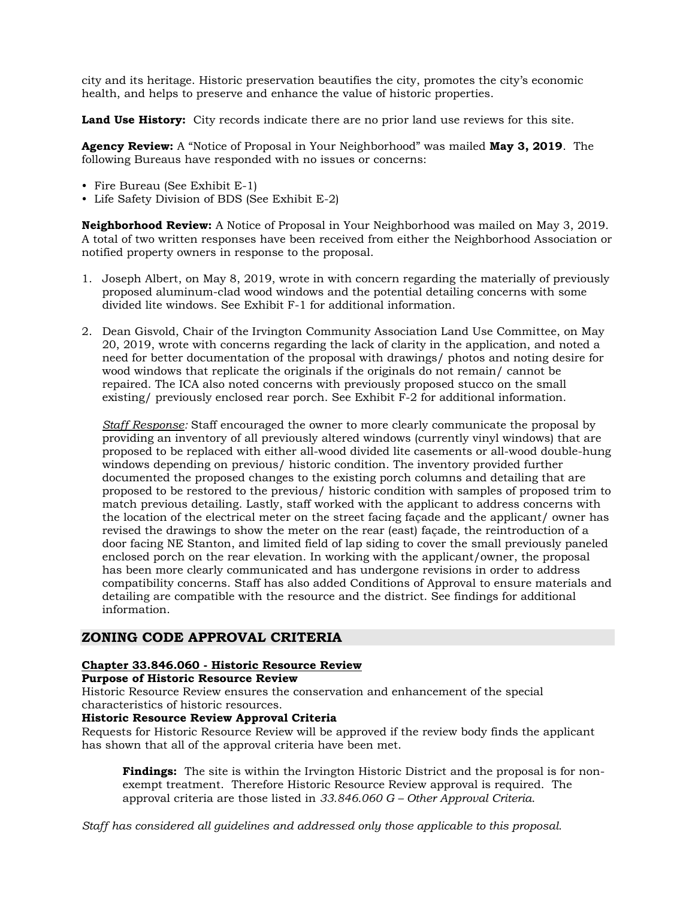city and its heritage. Historic preservation beautifies the city, promotes the city's economic health, and helps to preserve and enhance the value of historic properties.

**Land Use History:** City records indicate there are no prior land use reviews for this site.

**Agency Review:** A "Notice of Proposal in Your Neighborhood" was mailed **May 3, 2019**. The following Bureaus have responded with no issues or concerns:

- Fire Bureau (See Exhibit E-1)
- Life Safety Division of BDS (See Exhibit E-2)

**Neighborhood Review:** A Notice of Proposal in Your Neighborhood was mailed on May 3, 2019. A total of two written responses have been received from either the Neighborhood Association or notified property owners in response to the proposal.

1. Joseph Albert, on May 8, 2019, wrote in with concern regarding the materially of previously proposed aluminum-clad wood windows and the potential detailing concerns with some divided lite windows. See Exhibit F-1 for additional information.

2. Dean Gisvold, Chair of the Irvington Community Association Land Use Committee, on May 20, 2019, wrote with concerns regarding the lack of clarity in the application, and noted a need for better documentation of the proposal with drawings/ photos and noting desire for wood windows that replicate the originals if the originals do not remain/ cannot be repaired. The ICA also noted concerns with previously proposed stucco on the small existing/ previously enclosed rear porch. See Exhibit F-2 for additional information.

   *Staff Response:* Staff encouraged the owner to more clearly communicate the proposal by providing an inventory of all previously altered windows (currently vinyl windows) that are proposed to be replaced with either all-wood divided lite casements or all-wood double-hung windows depending on previous/ historic condition. The inventory provided further documented the proposed changes to the existing porch columns and detailing that are proposed to be restored to the previous/ historic condition with samples of proposed trim to match previous detailing. Lastly, staff worked with the applicant to address concerns with the location of the electrical meter on the street facing façade and the applicant/ owner has revised the drawings to show the meter on the rear (east) façade, the reintroduction of a door facing NE Stanton, and limited field of lap siding to cover the small previously paneled enclosed porch on the rear elevation. In working with the applicant/owner, the proposal has been more clearly communicated and has undergone revisions in order to address compatibility concerns. Staff has also added Conditions of Approval to ensure materials and detailing are compatible with the resource and the district. See findings for additional information.

## ZONING CODE APPROVAL CRITERIA

**Chapter 33.846.060 - Historic Resource Review**

**Purpose of Historic Resource Review**

Historic Resource Review ensures the conservation and enhancement of the special characteristics of historic resources.

**Historic Resource Review Approval Criteria**

Requests for Historic Resource Review will be approved if the review body finds the applicant has shown that all of the approval criteria have been met.

> **Findings:** The site is within the Irvington Historic District and the proposal is for non-exempt treatment. Therefore Historic Resource Review approval is required. The approval criteria are those listed in *33.846.060 G – Other Approval Criteria*.

*Staff has considered all guidelines and addressed only those applicable to this proposal.*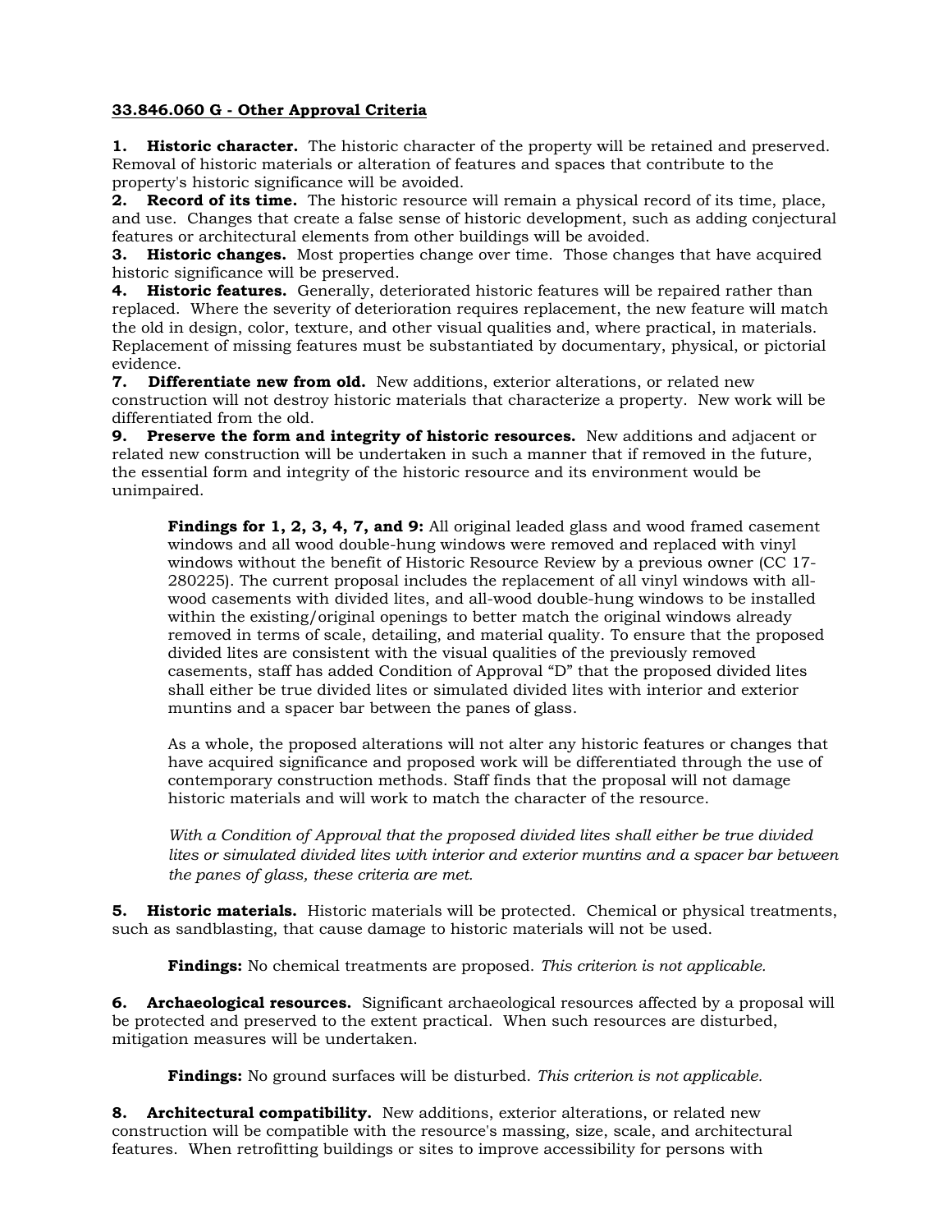**33.846.060 G - Other Approval Criteria**

**1. Historic character.** The historic character of the property will be retained and preserved. Removal of historic materials or alteration of features and spaces that contribute to the property's historic significance will be avoided.

**2. Record of its time.** The historic resource will remain a physical record of its time, place, and use. Changes that create a false sense of historic development, such as adding conjectural features or architectural elements from other buildings will be avoided.

**3. Historic changes.** Most properties change over time. Those changes that have acquired historic significance will be preserved.

**4. Historic features.** Generally, deteriorated historic features will be repaired rather than replaced. Where the severity of deterioration requires replacement, the new feature will match the old in design, color, texture, and other visual qualities and, where practical, in materials. Replacement of missing features must be substantiated by documentary, physical, or pictorial evidence.

**7. Differentiate new from old.** New additions, exterior alterations, or related new construction will not destroy historic materials that characterize a property. New work will be differentiated from the old.

**9. Preserve the form and integrity of historic resources.** New additions and adjacent or related new construction will be undertaken in such a manner that if removed in the future, the essential form and integrity of the historic resource and its environment would be unimpaired.

> **Findings for 1, 2, 3, 4, 7, and 9:** All original leaded glass and wood framed casement windows and all wood double-hung windows were removed and replaced with vinyl windows without the benefit of Historic Resource Review by a previous owner (CC 17-280225). The current proposal includes the replacement of all vinyl windows with all-wood casements with divided lites, and all-wood double-hung windows to be installed within the existing/original openings to better match the original windows already removed in terms of scale, detailing, and material quality. To ensure that the proposed divided lites are consistent with the visual qualities of the previously removed casements, staff has added Condition of Approval "D" that the proposed divided lites shall either be true divided lites or simulated divided lites with interior and exterior muntins and a spacer bar between the panes of glass.
>
> As a whole, the proposed alterations will not alter any historic features or changes that have acquired significance and proposed work will be differentiated through the use of contemporary construction methods. Staff finds that the proposal will not damage historic materials and will work to match the character of the resource.
>
> *With a Condition of Approval that the proposed divided lites shall either be true divided lites or simulated divided lites with interior and exterior muntins and a spacer bar between the panes of glass, these criteria are met.*

**5. Historic materials.** Historic materials will be protected. Chemical or physical treatments, such as sandblasting, that cause damage to historic materials will not be used.

> **Findings:** No chemical treatments are proposed. *This criterion is not applicable.*

**6. Archaeological resources.** Significant archaeological resources affected by a proposal will be protected and preserved to the extent practical. When such resources are disturbed, mitigation measures will be undertaken.

> **Findings:** No ground surfaces will be disturbed. *This criterion is not applicable.*

**8. Architectural compatibility.** New additions, exterior alterations, or related new construction will be compatible with the resource's massing, size, scale, and architectural features. When retrofitting buildings or sites to improve accessibility for persons with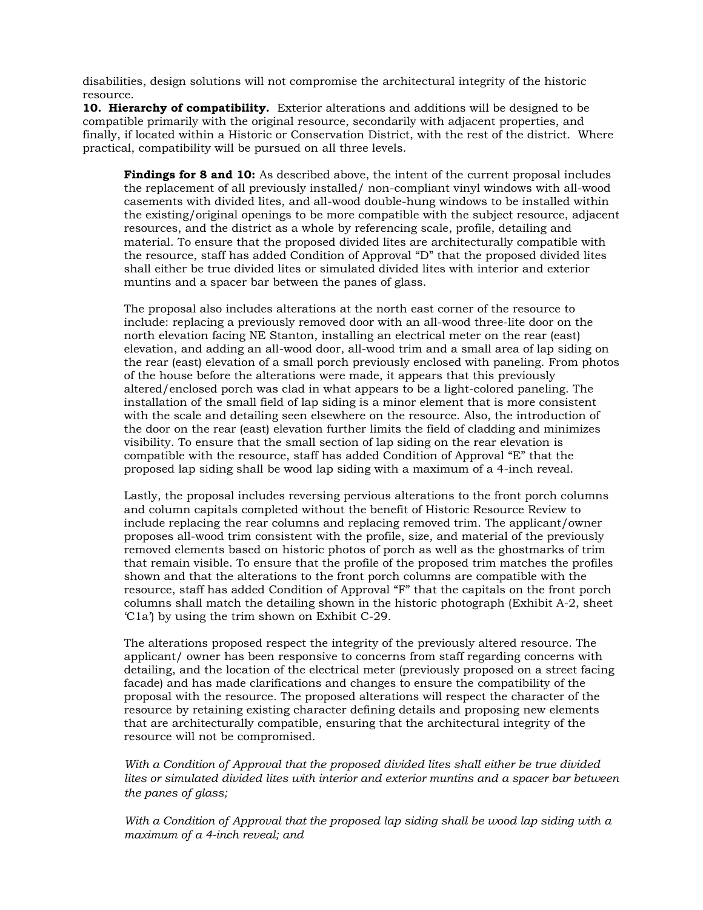disabilities, design solutions will not compromise the architectural integrity of the historic resource.

**10. Hierarchy of compatibility.** Exterior alterations and additions will be designed to be compatible primarily with the original resource, secondarily with adjacent properties, and finally, if located within a Historic or Conservation District, with the rest of the district. Where practical, compatibility will be pursued on all three levels.

> **Findings for 8 and 10:** As described above, the intent of the current proposal includes the replacement of all previously installed/ non-compliant vinyl windows with all-wood casements with divided lites, and all-wood double-hung windows to be installed within the existing/original openings to be more compatible with the subject resource, adjacent resources, and the district as a whole by referencing scale, profile, detailing and material. To ensure that the proposed divided lites are architecturally compatible with the resource, staff has added Condition of Approval "D" that the proposed divided lites shall either be true divided lites or simulated divided lites with interior and exterior muntins and a spacer bar between the panes of glass.
>
> The proposal also includes alterations at the north east corner of the resource to include: replacing a previously removed door with an all-wood three-lite door on the north elevation facing NE Stanton, installing an electrical meter on the rear (east) elevation, and adding an all-wood door, all-wood trim and a small area of lap siding on the rear (east) elevation of a small porch previously enclosed with paneling. From photos of the house before the alterations were made, it appears that this previously altered/enclosed porch was clad in what appears to be a light-colored paneling. The installation of the small field of lap siding is a minor element that is more consistent with the scale and detailing seen elsewhere on the resource. Also, the introduction of the door on the rear (east) elevation further limits the field of cladding and minimizes visibility. To ensure that the small section of lap siding on the rear elevation is compatible with the resource, staff has added Condition of Approval "E" that the proposed lap siding shall be wood lap siding with a maximum of a 4-inch reveal.
>
> Lastly, the proposal includes reversing pervious alterations to the front porch columns and column capitals completed without the benefit of Historic Resource Review to include replacing the rear columns and replacing removed trim. The applicant/owner proposes all-wood trim consistent with the profile, size, and material of the previously removed elements based on historic photos of porch as well as the ghostmarks of trim that remain visible. To ensure that the profile of the proposed trim matches the profiles shown and that the alterations to the front porch columns are compatible with the resource, staff has added Condition of Approval "F" that the capitals on the front porch columns shall match the detailing shown in the historic photograph (Exhibit A-2, sheet 'C1a') by using the trim shown on Exhibit C-29.
>
> The alterations proposed respect the integrity of the previously altered resource. The applicant/ owner has been responsive to concerns from staff regarding concerns with detailing, and the location of the electrical meter (previously proposed on a street facing facade) and has made clarifications and changes to ensure the compatibility of the proposal with the resource. The proposed alterations will respect the character of the resource by retaining existing character defining details and proposing new elements that are architecturally compatible, ensuring that the architectural integrity of the resource will not be compromised.
>
> *With a Condition of Approval that the proposed divided lites shall either be true divided lites or simulated divided lites with interior and exterior muntins and a spacer bar between the panes of glass;*
>
> *With a Condition of Approval that the proposed lap siding shall be wood lap siding with a maximum of a 4-inch reveal; and*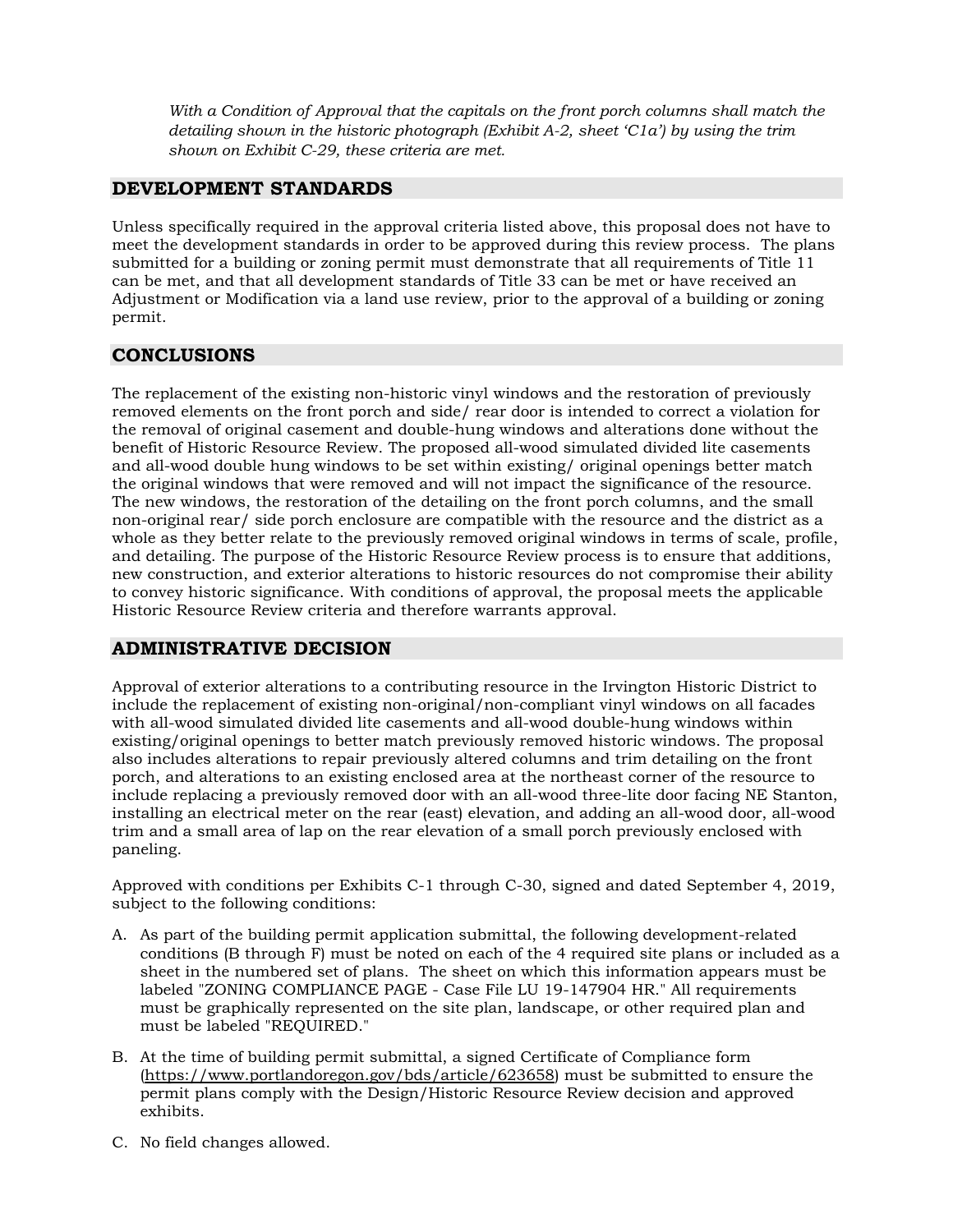*With a Condition of Approval that the capitals on the front porch columns shall match the detailing shown in the historic photograph (Exhibit A-2, sheet 'C1a') by using the trim shown on Exhibit C-29, these criteria are met.*

## DEVELOPMENT STANDARDS

Unless specifically required in the approval criteria listed above, this proposal does not have to meet the development standards in order to be approved during this review process. The plans submitted for a building or zoning permit must demonstrate that all requirements of Title 11 can be met, and that all development standards of Title 33 can be met or have received an Adjustment or Modification via a land use review, prior to the approval of a building or zoning permit.

## CONCLUSIONS

The replacement of the existing non-historic vinyl windows and the restoration of previously removed elements on the front porch and side/ rear door is intended to correct a violation for the removal of original casement and double-hung windows and alterations done without the benefit of Historic Resource Review. The proposed all-wood simulated divided lite casements and all-wood double hung windows to be set within existing/ original openings better match the original windows that were removed and will not impact the significance of the resource. The new windows, the restoration of the detailing on the front porch columns, and the small non-original rear/ side porch enclosure are compatible with the resource and the district as a whole as they better relate to the previously removed original windows in terms of scale, profile, and detailing. The purpose of the Historic Resource Review process is to ensure that additions, new construction, and exterior alterations to historic resources do not compromise their ability to convey historic significance. With conditions of approval, the proposal meets the applicable Historic Resource Review criteria and therefore warrants approval.

## ADMINISTRATIVE DECISION

Approval of exterior alterations to a contributing resource in the Irvington Historic District to include the replacement of existing non-original/non-compliant vinyl windows on all facades with all-wood simulated divided lite casements and all-wood double-hung windows within existing/original openings to better match previously removed historic windows. The proposal also includes alterations to repair previously altered columns and trim detailing on the front porch, and alterations to an existing enclosed area at the northeast corner of the resource to include replacing a previously removed door with an all-wood three-lite door facing NE Stanton, installing an electrical meter on the rear (east) elevation, and adding an all-wood door, all-wood trim and a small area of lap on the rear elevation of a small porch previously enclosed with paneling.

Approved with conditions per Exhibits C-1 through C-30, signed and dated September 4, 2019, subject to the following conditions:

A. As part of the building permit application submittal, the following development-related conditions (B through F) must be noted on each of the 4 required site plans or included as a sheet in the numbered set of plans. The sheet on which this information appears must be labeled "ZONING COMPLIANCE PAGE - Case File LU 19-147904 HR." All requirements must be graphically represented on the site plan, landscape, or other required plan and must be labeled "REQUIRED."

B. At the time of building permit submittal, a signed Certificate of Compliance form (https://www.portlandoregon.gov/bds/article/623658) must be submitted to ensure the permit plans comply with the Design/Historic Resource Review decision and approved exhibits.

C. No field changes allowed.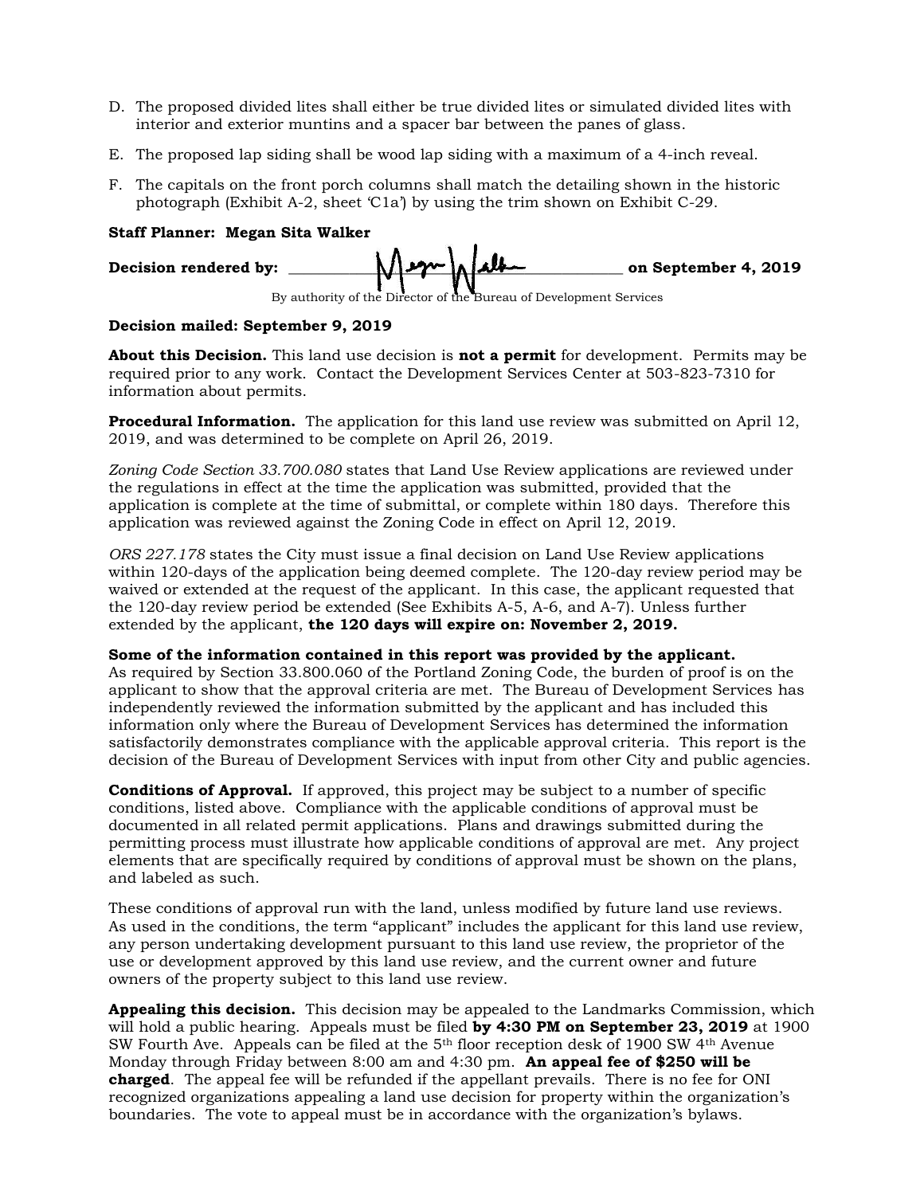D. The proposed divided lites shall either be true divided lites or simulated divided lites with interior and exterior muntins and a spacer bar between the panes of glass.

E. The proposed lap siding shall be wood lap siding with a maximum of a 4-inch reveal.

F. The capitals on the front porch columns shall match the detailing shown in the historic photograph (Exhibit A-2, sheet 'C1a') by using the trim shown on Exhibit C-29.

**Staff Planner: Megan Sita Walker**

**Decision rendered by:** ______________________________ **on September 4, 2019**

By authority of the Director of the Bureau of Development Services

**Decision mailed: September 9, 2019**

**About this Decision.** This land use decision is **not a permit** for development. Permits may be required prior to any work. Contact the Development Services Center at 503-823-7310 for information about permits.

**Procedural Information.** The application for this land use review was submitted on April 12, 2019, and was determined to be complete on April 26, 2019.

*Zoning Code Section 33.700.080* states that Land Use Review applications are reviewed under the regulations in effect at the time the application was submitted, provided that the application is complete at the time of submittal, or complete within 180 days. Therefore this application was reviewed against the Zoning Code in effect on April 12, 2019.

*ORS 227.178* states the City must issue a final decision on Land Use Review applications within 120-days of the application being deemed complete. The 120-day review period may be waived or extended at the request of the applicant. In this case, the applicant requested that the 120-day review period be extended (See Exhibits A-5, A-6, and A-7). Unless further extended by the applicant, **the 120 days will expire on: November 2, 2019.**

**Some of the information contained in this report was provided by the applicant.** As required by Section 33.800.060 of the Portland Zoning Code, the burden of proof is on the applicant to show that the approval criteria are met. The Bureau of Development Services has independently reviewed the information submitted by the applicant and has included this information only where the Bureau of Development Services has determined the information satisfactorily demonstrates compliance with the applicable approval criteria. This report is the decision of the Bureau of Development Services with input from other City and public agencies.

**Conditions of Approval.** If approved, this project may be subject to a number of specific conditions, listed above. Compliance with the applicable conditions of approval must be documented in all related permit applications. Plans and drawings submitted during the permitting process must illustrate how applicable conditions of approval are met. Any project elements that are specifically required by conditions of approval must be shown on the plans, and labeled as such.

These conditions of approval run with the land, unless modified by future land use reviews. As used in the conditions, the term "applicant" includes the applicant for this land use review, any person undertaking development pursuant to this land use review, the proprietor of the use or development approved by this land use review, and the current owner and future owners of the property subject to this land use review.

**Appealing this decision.** This decision may be appealed to the Landmarks Commission, which will hold a public hearing. Appeals must be filed **by 4:30 PM on September 23, 2019** at 1900 SW Fourth Ave. Appeals can be filed at the 5th floor reception desk of 1900 SW 4th Avenue Monday through Friday between 8:00 am and 4:30 pm. **An appeal fee of $250 will be charged**. The appeal fee will be refunded if the appellant prevails. There is no fee for ONI recognized organizations appealing a land use decision for property within the organization's boundaries. The vote to appeal must be in accordance with the organization's bylaws.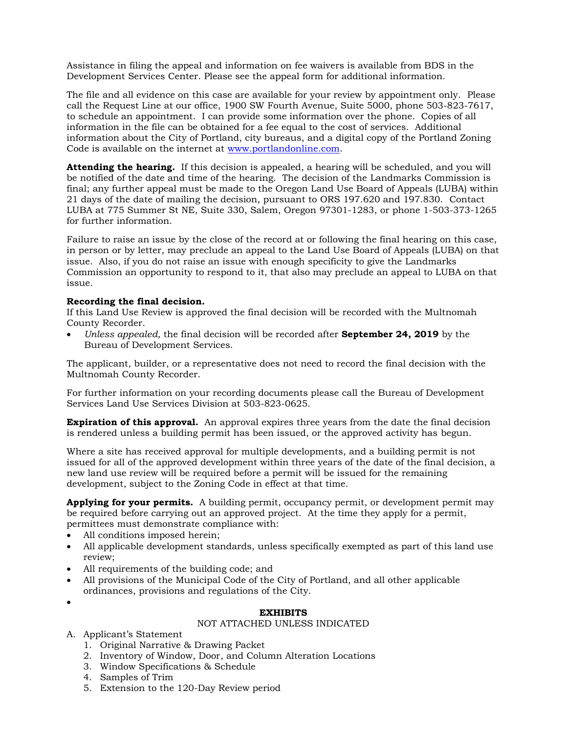Assistance in filing the appeal and information on fee waivers is available from BDS in the Development Services Center. Please see the appeal form for additional information.

The file and all evidence on this case are available for your review by appointment only. Please call the Request Line at our office, 1900 SW Fourth Avenue, Suite 5000, phone 503-823-7617, to schedule an appointment. I can provide some information over the phone. Copies of all information in the file can be obtained for a fee equal to the cost of services. Additional information about the City of Portland, city bureaus, and a digital copy of the Portland Zoning Code is available on the internet at www.portlandonline.com.

**Attending the hearing.** If this decision is appealed, a hearing will be scheduled, and you will be notified of the date and time of the hearing. The decision of the Landmarks Commission is final; any further appeal must be made to the Oregon Land Use Board of Appeals (LUBA) within 21 days of the date of mailing the decision, pursuant to ORS 197.620 and 197.830. Contact LUBA at 775 Summer St NE, Suite 330, Salem, Oregon 97301-1283, or phone 1-503-373-1265 for further information.

Failure to raise an issue by the close of the record at or following the final hearing on this case, in person or by letter, may preclude an appeal to the Land Use Board of Appeals (LUBA) on that issue. Also, if you do not raise an issue with enough specificity to give the Landmarks Commission an opportunity to respond to it, that also may preclude an appeal to LUBA on that issue.

**Recording the final decision.**
If this Land Use Review is approved the final decision will be recorded with the Multnomah County Recorder.

- *Unless appealed,* the final decision will be recorded after **September 24, 2019** by the Bureau of Development Services.

The applicant, builder, or a representative does not need to record the final decision with the Multnomah County Recorder.

For further information on your recording documents please call the Bureau of Development Services Land Use Services Division at 503-823-0625.

**Expiration of this approval.** An approval expires three years from the date the final decision is rendered unless a building permit has been issued, or the approved activity has begun.

Where a site has received approval for multiple developments, and a building permit is not issued for all of the approved development within three years of the date of the final decision, a new land use review will be required before a permit will be issued for the remaining development, subject to the Zoning Code in effect at that time.

**Applying for your permits.** A building permit, occupancy permit, or development permit may be required before carrying out an approved project. At the time they apply for a permit, permittees must demonstrate compliance with:

- All conditions imposed herein;
- All applicable development standards, unless specifically exempted as part of this land use review;
- All requirements of the building code; and
- All provisions of the Municipal Code of the City of Portland, and all other applicable ordinances, provisions and regulations of the City.

**EXHIBITS**

NOT ATTACHED UNLESS INDICATED

A. Applicant's Statement
   1. Original Narrative & Drawing Packet
   2. Inventory of Window, Door, and Column Alteration Locations
   3. Window Specifications & Schedule
   4. Samples of Trim
   5. Extension to the 120-Day Review period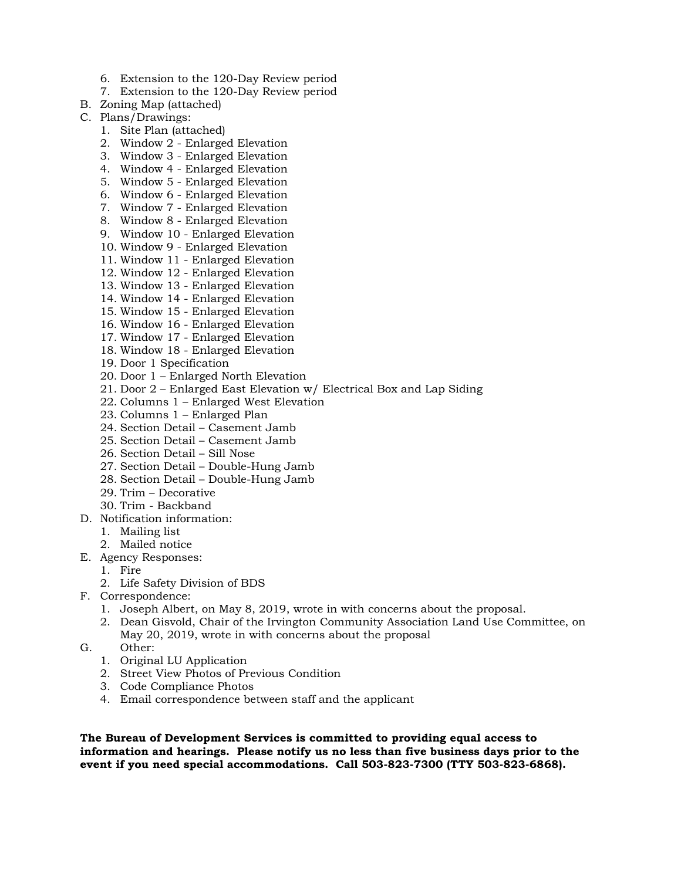6. Extension to the 120-Day Review period
   7. Extension to the 120-Day Review period

B. Zoning Map (attached)
C. Plans/Drawings:
   1. Site Plan (attached)
   2. Window 2 - Enlarged Elevation
   3. Window 3 - Enlarged Elevation
   4. Window 4 - Enlarged Elevation
   5. Window 5 - Enlarged Elevation
   6. Window 6 - Enlarged Elevation
   7. Window 7 - Enlarged Elevation
   8. Window 8 - Enlarged Elevation
   9. Window 10 - Enlarged Elevation
   10. Window 9 - Enlarged Elevation
   11. Window 11 - Enlarged Elevation
   12. Window 12 - Enlarged Elevation
   13. Window 13 - Enlarged Elevation
   14. Window 14 - Enlarged Elevation
   15. Window 15 - Enlarged Elevation
   16. Window 16 - Enlarged Elevation
   17. Window 17 - Enlarged Elevation
   18. Window 18 - Enlarged Elevation
   19. Door 1 Specification
   20. Door 1 – Enlarged North Elevation
   21. Door 2 – Enlarged East Elevation w/ Electrical Box and Lap Siding
   22. Columns 1 – Enlarged West Elevation
   23. Columns 1 – Enlarged Plan
   24. Section Detail – Casement Jamb
   25. Section Detail – Casement Jamb
   26. Section Detail – Sill Nose
   27. Section Detail – Double-Hung Jamb
   28. Section Detail – Double-Hung Jamb
   29. Trim – Decorative
   30. Trim - Backband
D. Notification information:
   1. Mailing list
   2. Mailed notice
E. Agency Responses:
   1. Fire
   2. Life Safety Division of BDS
F. Correspondence:
   1. Joseph Albert, on May 8, 2019, wrote in with concerns about the proposal.
   2. Dean Gisvold, Chair of the Irvington Community Association Land Use Committee, on May 20, 2019, wrote in with concerns about the proposal
G. Other:
   1. Original LU Application
   2. Street View Photos of Previous Condition
   3. Code Compliance Photos
   4. Email correspondence between staff and the applicant

**The Bureau of Development Services is committed to providing equal access to information and hearings. Please notify us no less than five business days prior to the event if you need special accommodations. Call 503-823-7300 (TTY 503-823-6868).**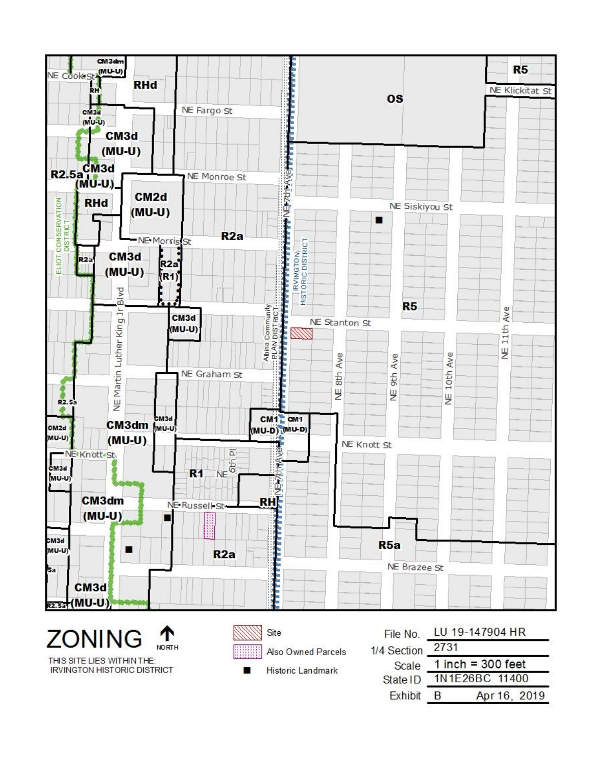# ZONING

NORTH

THIS SITE LIES WITHIN THE:
IRVINGTON HISTORIC DISTRICT

- Site
- Also Owned Parcels
- Historic Landmark

| | |
|---|---|
| File No. | LU 19-147904 HR |
| 1/4 Section | 2731 |
| Scale | 1 inch = 300 feet |
| State ID | 1N1E26BC 11400 |
| Exhibit | B Apr 16, 2019 |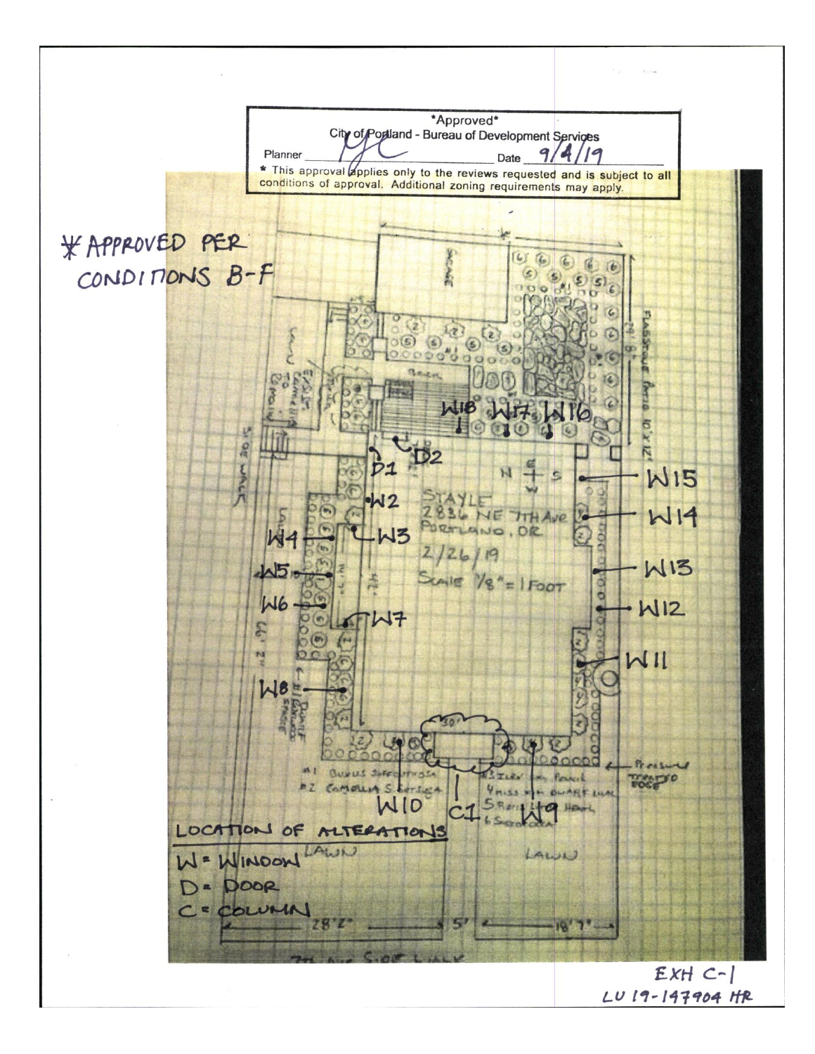*Approved*
City of Portland - Bureau of Development Services
Planner YC Date 9/4/19
* This approval applies only to the reviews requested and is subject to all conditions of approval. Additional zoning requirements may apply.

*APPROVED PER CONDITIONS B-F

GARAGE

FLAGSTONE PATIO 10'x12'

PORCH

STAYLE
2836 NE 7TH AVE
PORTLAND, OR
2/26/19
SCALE 1/8" = 1 FOOT

N E S W

SIDE WALK

66' 2"

W18 W17 W16
D1 D2
W2
W3
W4
W5
W6
W7
W8
W9
W10
W11
W12
W13
W14
W15
C1

#1 BUXUS SUFFRUTICOSA
#2 CAMELLIA SASANQUA
#3 ILEX ... ROUND
4 ... DWARF LILAC
5 ...
6 SARCOCOCCA

PRESSURE TREATED EDGE

LAWN LAWN

28'2" 5' 18'7"

7TH AVE SIDE WALK

LOCATION OF ALTERATIONS
W = WINDOW
D = DOOR
C = COLUMN

EXH C-1
LU 19-147904 HR